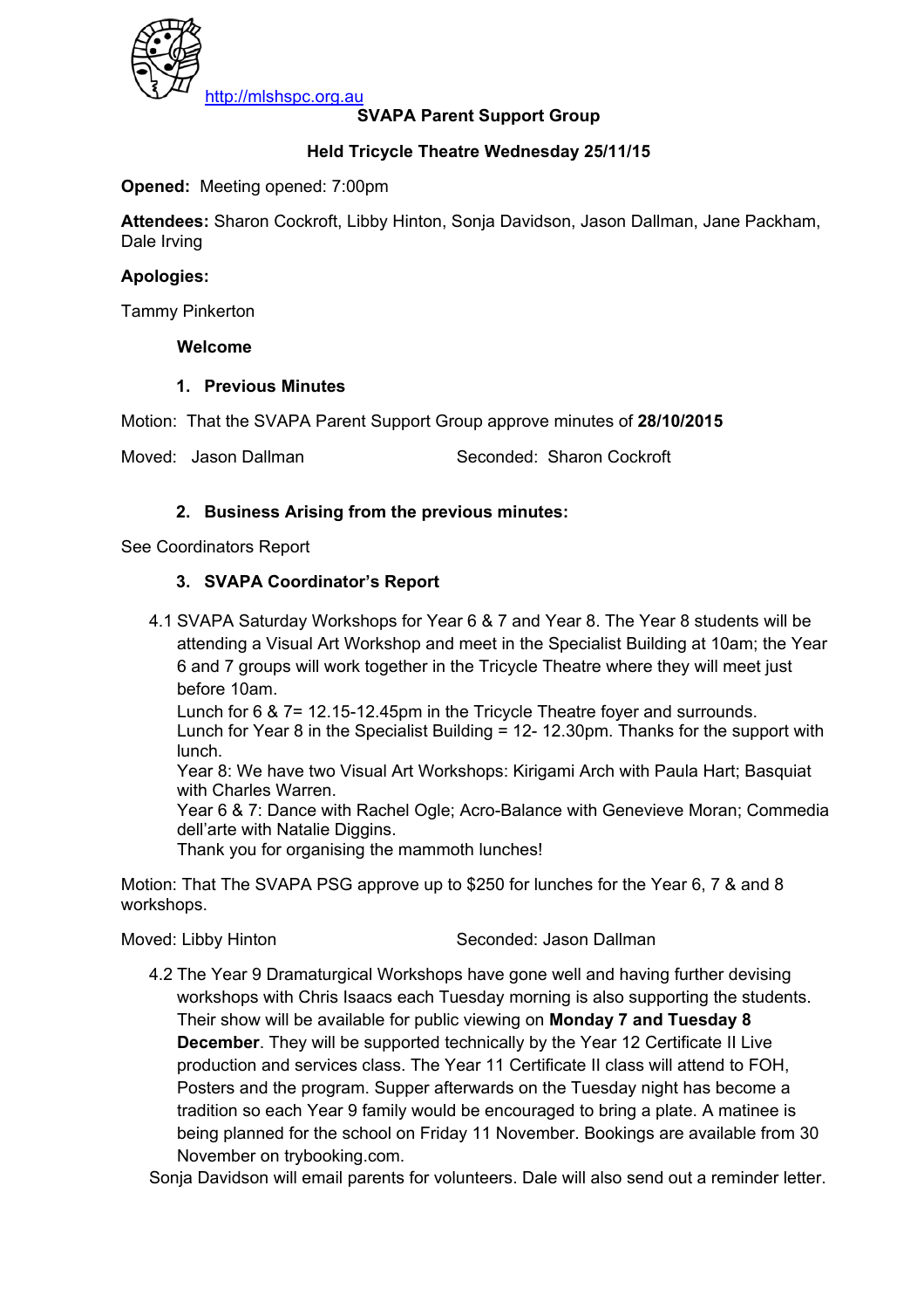http://mlshspc.org.au

**SVAPA Parent Support Group**

**Held Tricycle Theatre Wednesday 25/11/15**

**Opened:** Meeting opened: 7:00pm

**Attendees:** Sharon Cockroft, Libby Hinton, Sonja Davidson, Jason Dallman, Jane Packham, Dale Irving

**Apologies:**

Tammy Pinkerton

**Welcome**

1. **Previous Minutes**

Motion: That the SVAPA Parent Support Group approve minutes of **28/10/2015**

Moved: Jason Dallman Seconded: Sharon Cockroft

2. **Business Arising from the previous minutes:**

See Coordinators Report

3. **SVAPA Coordinator's Report**

4.1 SVAPA Saturday Workshops for Year 6 & 7 and Year 8. The Year 8 students will be attending a Visual Art Workshop and meet in the Specialist Building at 10am; the Year 6 and 7 groups will work together in the Tricycle Theatre where they will meet just before 10am.
Lunch for 6 & 7= 12.15-12.45pm in the Tricycle Theatre foyer and surrounds.
Lunch for Year 8 in the Specialist Building = 12- 12.30pm. Thanks for the support with lunch.
Year 8: We have two Visual Art Workshops: Kirigami Arch with Paula Hart; Basquiat with Charles Warren.
Year 6 & 7: Dance with Rachel Ogle; Acro-Balance with Genevieve Moran; Commedia dell'arte with Natalie Diggins.
Thank you for organising the mammoth lunches!

Motion: That The SVAPA PSG approve up to $250 for lunches for the Year 6, 7 & and 8 workshops.

Moved: Libby Hinton Seconded: Jason Dallman

4.2 The Year 9 Dramaturgical Workshops have gone well and having further devising workshops with Chris Isaacs each Tuesday morning is also supporting the students. Their show will be available for public viewing on **Monday 7 and Tuesday 8 December**. They will be supported technically by the Year 12 Certificate II Live production and services class. The Year 11 Certificate II class will attend to FOH, Posters and the program. Supper afterwards on the Tuesday night has become a tradition so each Year 9 family would be encouraged to bring a plate. A matinee is being planned for the school on Friday 11 November. Bookings are available from 30 November on trybooking.com.

Sonja Davidson will email parents for volunteers. Dale will also send out a reminder letter.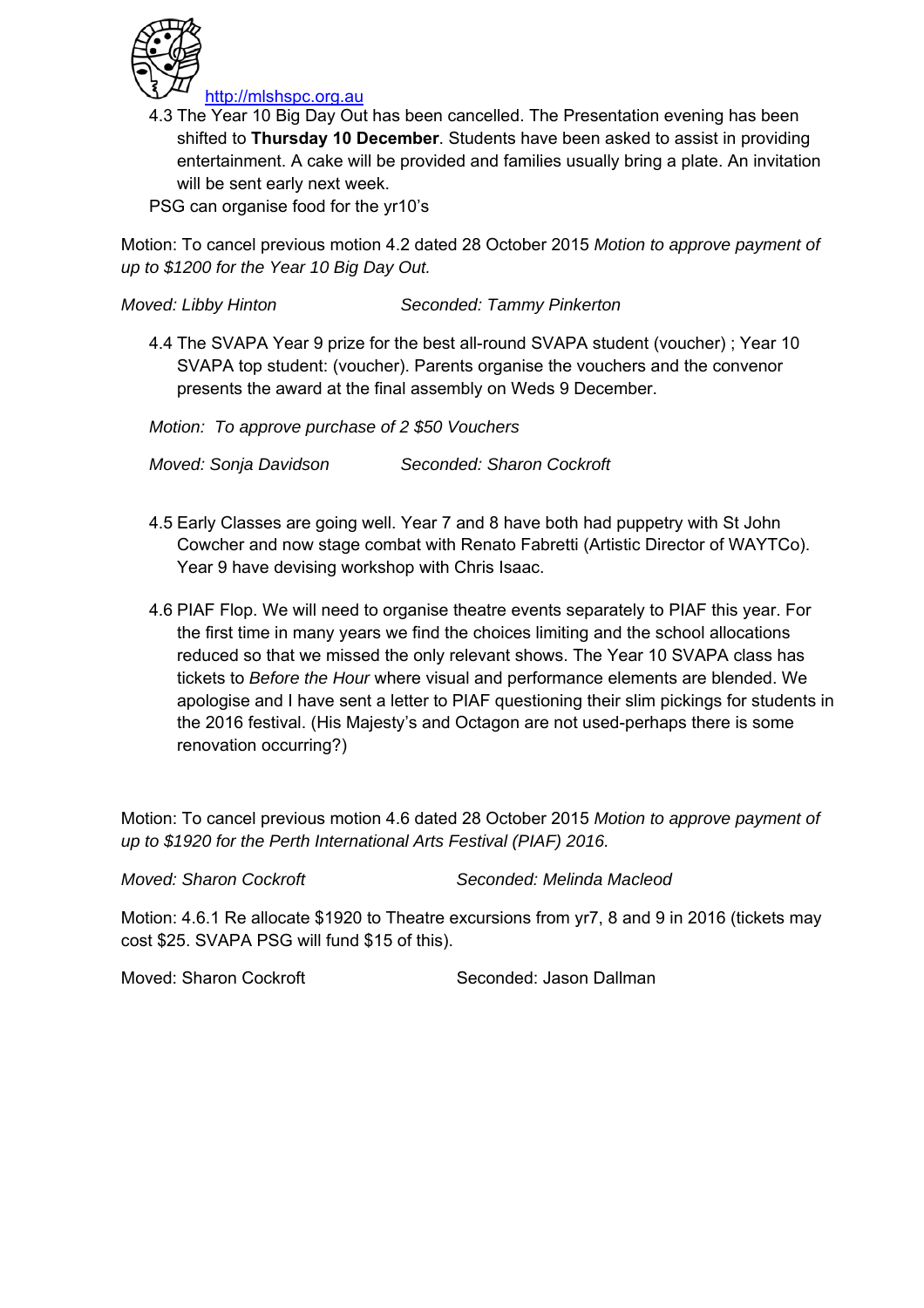http://mlshspc.org.au

4.3 The Year 10 Big Day Out has been cancelled. The Presentation evening has been shifted to **Thursday 10 December**. Students have been asked to assist in providing entertainment. A cake will be provided and families usually bring a plate. An invitation will be sent early next week.

PSG can organise food for the yr10's

Motion: To cancel previous motion 4.2 dated 28 October 2015 *Motion to approve payment of up to $1200 for the Year 10 Big Day Out.*

*Moved: Libby Hinton* *Seconded: Tammy Pinkerton*

4.4 The SVAPA Year 9 prize for the best all-round SVAPA student (voucher) ; Year 10 SVAPA top student: (voucher). Parents organise the vouchers and the convenor presents the award at the final assembly on Weds 9 December.

*Motion: To approve purchase of 2 $50 Vouchers*

*Moved: Sonja Davidson* *Seconded: Sharon Cockroft*

4.5 Early Classes are going well. Year 7 and 8 have both had puppetry with St John Cowcher and now stage combat with Renato Fabretti (Artistic Director of WAYTCo). Year 9 have devising workshop with Chris Isaac.

4.6 PIAF Flop. We will need to organise theatre events separately to PIAF this year. For the first time in many years we find the choices limiting and the school allocations reduced so that we missed the only relevant shows. The Year 10 SVAPA class has tickets to *Before the Hour* where visual and performance elements are blended. We apologise and I have sent a letter to PIAF questioning their slim pickings for students in the 2016 festival. (His Majesty's and Octagon are not used-perhaps there is some renovation occurring?)

Motion: To cancel previous motion 4.6 dated 28 October 2015 *Motion to approve payment of up to $1920 for the Perth International Arts Festival (PIAF) 2016.*

*Moved: Sharon Cockroft* *Seconded: Melinda Macleod*

Motion: 4.6.1 Re allocate $1920 to Theatre excursions from yr7, 8 and 9 in 2016 (tickets may cost $25. SVAPA PSG will fund $15 of this).

Moved: Sharon Cockroft Seconded: Jason Dallman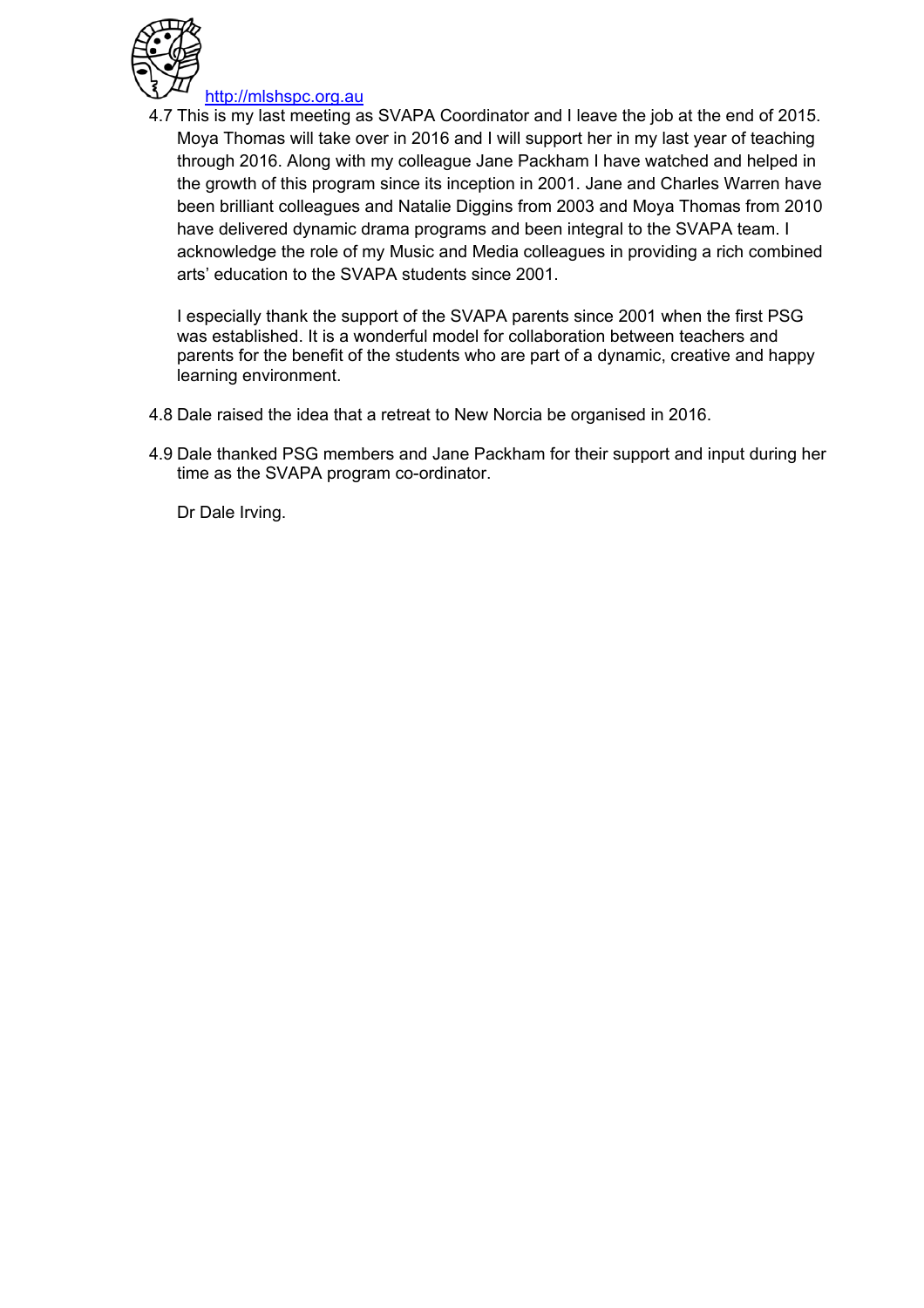http://mlshspc.org.au

4.7 This is my last meeting as SVAPA Coordinator and I leave the job at the end of 2015. Moya Thomas will take over in 2016 and I will support her in my last year of teaching through 2016. Along with my colleague Jane Packham I have watched and helped in the growth of this program since its inception in 2001. Jane and Charles Warren have been brilliant colleagues and Natalie Diggins from 2003 and Moya Thomas from 2010 have delivered dynamic drama programs and been integral to the SVAPA team. I acknowledge the role of my Music and Media colleagues in providing a rich combined arts' education to the SVAPA students since 2001.

I especially thank the support of the SVAPA parents since 2001 when the first PSG was established. It is a wonderful model for collaboration between teachers and parents for the benefit of the students who are part of a dynamic, creative and happy learning environment.

4.8 Dale raised the idea that a retreat to New Norcia be organised in 2016.

4.9 Dale thanked PSG members and Jane Packham for their support and input during her time as the SVAPA program co-ordinator.

Dr Dale Irving.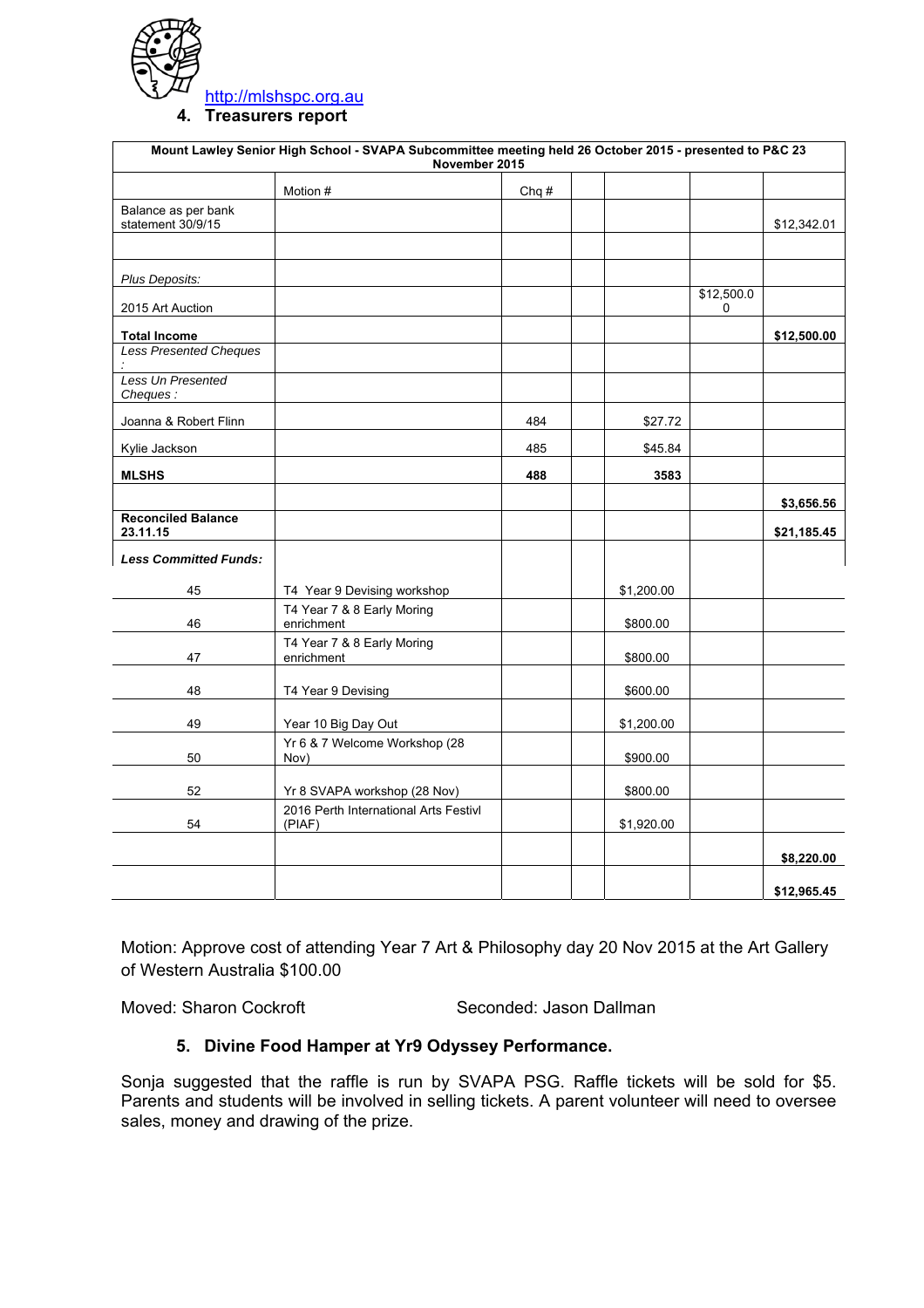http://mlshspc.org.au

## 4. Treasurers report

| Mount Lawley Senior High School - SVAPA Subcommittee meeting held 26 October 2015 - presented to P&C 23 November 2015 | | | | | | |
|---|---|---|---|---|---|---|
| | Motion # | Chq # | | | | |
| Balance as per bank statement 30/9/15 | | | | | | $12,342.01 |
| | | | | | | |
| *Plus Deposits:* | | | | | | |
| 2015 Art Auction | | | | | $12,500.00 | |
| **Total Income** | | | | | | **$12,500.00** |
| *Less Presented Cheques :* | | | | | | |
| *Less Un Presented Cheques :* | | | | | | |
| Joanna & Robert Flinn | | 484 | | $27.72 | | |
| Kylie Jackson | | 485 | | $45.84 | | |
| **MLSHS** | | **488** | | **3583** | | |
| | | | | | | **$3,656.56** |
| **Reconciled Balance 23.11.15** | | | | | | **$21,185.45** |
| ***Less Committed Funds:*** | | | | | | |
| 45 | T4 Year 9 Devising workshop | | | $1,200.00 | | |
| 46 | T4 Year 7 & 8 Early Moring enrichment | | | $800.00 | | |
| 47 | T4 Year 7 & 8 Early Moring enrichment | | | $800.00 | | |
| 48 | T4 Year 9 Devising | | | $600.00 | | |
| 49 | Year 10 Big Day Out | | | $1,200.00 | | |
| 50 | Yr 6 & 7 Welcome Workshop (28 Nov) | | | $900.00 | | |
| 52 | Yr 8 SVAPA workshop (28 Nov) | | | $800.00 | | |
| 54 | 2016 Perth International Arts Festivl (PIAF) | | | $1,920.00 | | |
| | | | | | | **$8,220.00** |
| | | | | | | **$12,965.45** |

Motion: Approve cost of attending Year 7 Art & Philosophy day 20 Nov 2015 at the Art Gallery of Western Australia $100.00

Moved: Sharon Cockroft  Seconded: Jason Dallman

## 5. Divine Food Hamper at Yr9 Odyssey Performance.

Sonja suggested that the raffle is run by SVAPA PSG. Raffle tickets will be sold for $5. Parents and students will be involved in selling tickets. A parent volunteer will need to oversee sales, money and drawing of the prize.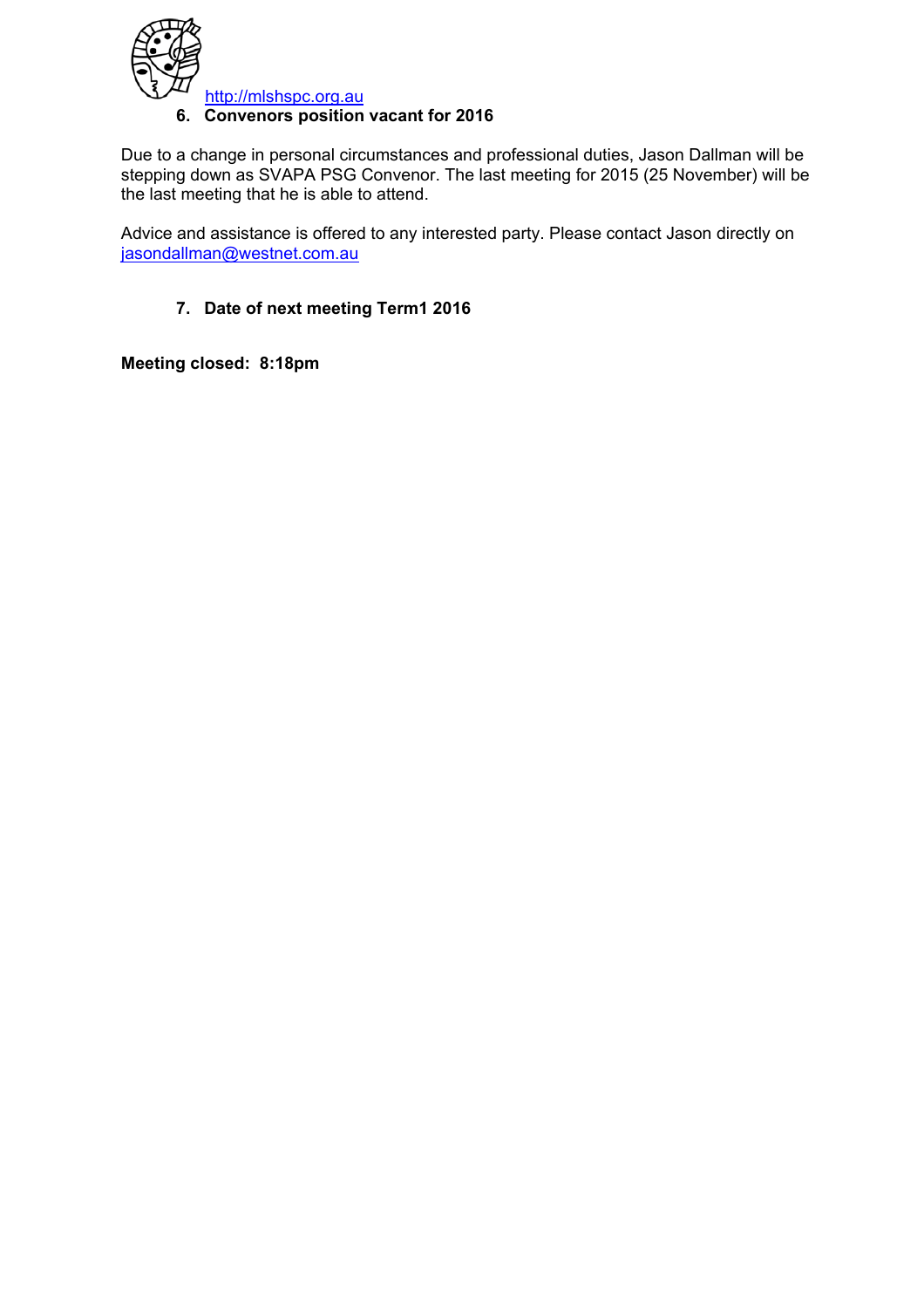http://mlshspc.org.au

6. **Convenors position vacant for 2016**

Due to a change in personal circumstances and professional duties, Jason Dallman will be stepping down as SVAPA PSG Convenor. The last meeting for 2015 (25 November) will be the last meeting that he is able to attend.

Advice and assistance is offered to any interested party. Please contact Jason directly on jasondallman@westnet.com.au

7. **Date of next meeting Term1 2016**

**Meeting closed: 8:18pm**